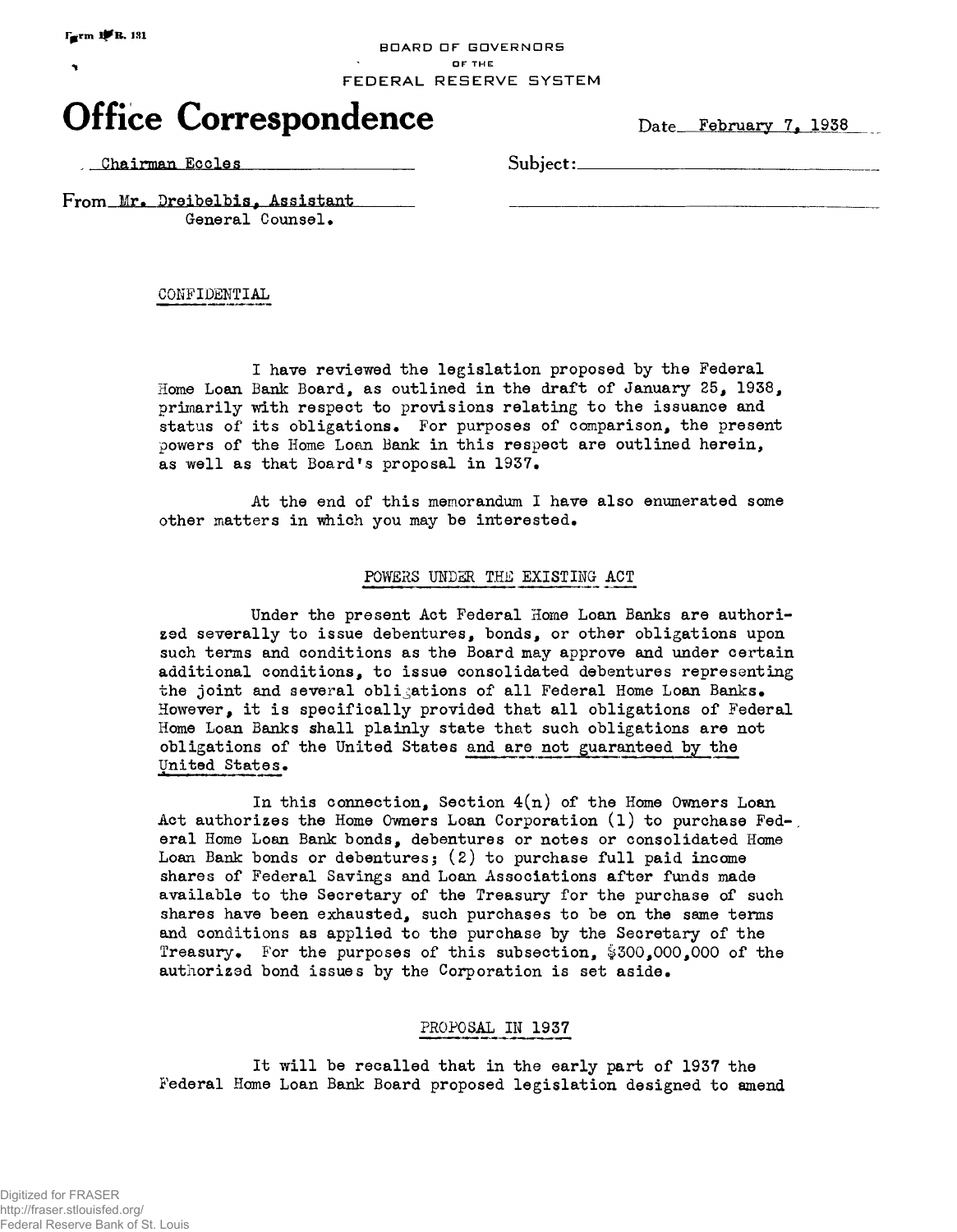Form F.R. 131

BOARD OF GOVERNORS
OF THE
FEDERAL RESERVE SYSTEM

# Office Correspondence

Date February 7, 1938

Chairman Eccles

Subject:

From Mr. Dreibelbis, Assistant
General Counsel.

CONFIDENTIAL

I have reviewed the legislation proposed by the Federal Home Loan Bank Board, as outlined in the draft of January 25, 1938, primarily with respect to provisions relating to the issuance and status of its obligations. For purposes of comparison, the present powers of the Home Loan Bank in this respect are outlined herein, as well as that Board's proposal in 1937.

At the end of this memorandum I have also enumerated some other matters in which you may be interested.

## POWERS UNDER THE EXISTING ACT

Under the present Act Federal Home Loan Banks are authorized severally to issue debentures, bonds, or other obligations upon such terms and conditions as the Board may approve and under certain additional conditions, to issue consolidated debentures representing the joint and several obligations of all Federal Home Loan Banks. However, it is specifically provided that all obligations of Federal Home Loan Banks shall plainly state that such obligations are not obligations of the United States and are not guaranteed by the United States.

In this connection, Section 4(n) of the Home Owners Loan Act authorizes the Home Owners Loan Corporation (1) to purchase Federal Home Loan Bank bonds, debentures or notes or consolidated Home Loan Bank bonds or debentures; (2) to purchase full paid income shares of Federal Savings and Loan Associations after funds made available to the Secretary of the Treasury for the purchase of such shares have been exhausted, such purchases to be on the same terms and conditions as applied to the purchase by the Secretary of the Treasury. For the purposes of this subsection, $300,000,000 of the authorized bond issues by the Corporation is set aside.

## PROPOSAL IN 1937

It will be recalled that in the early part of 1937 the Federal Home Loan Bank Board proposed legislation designed to amend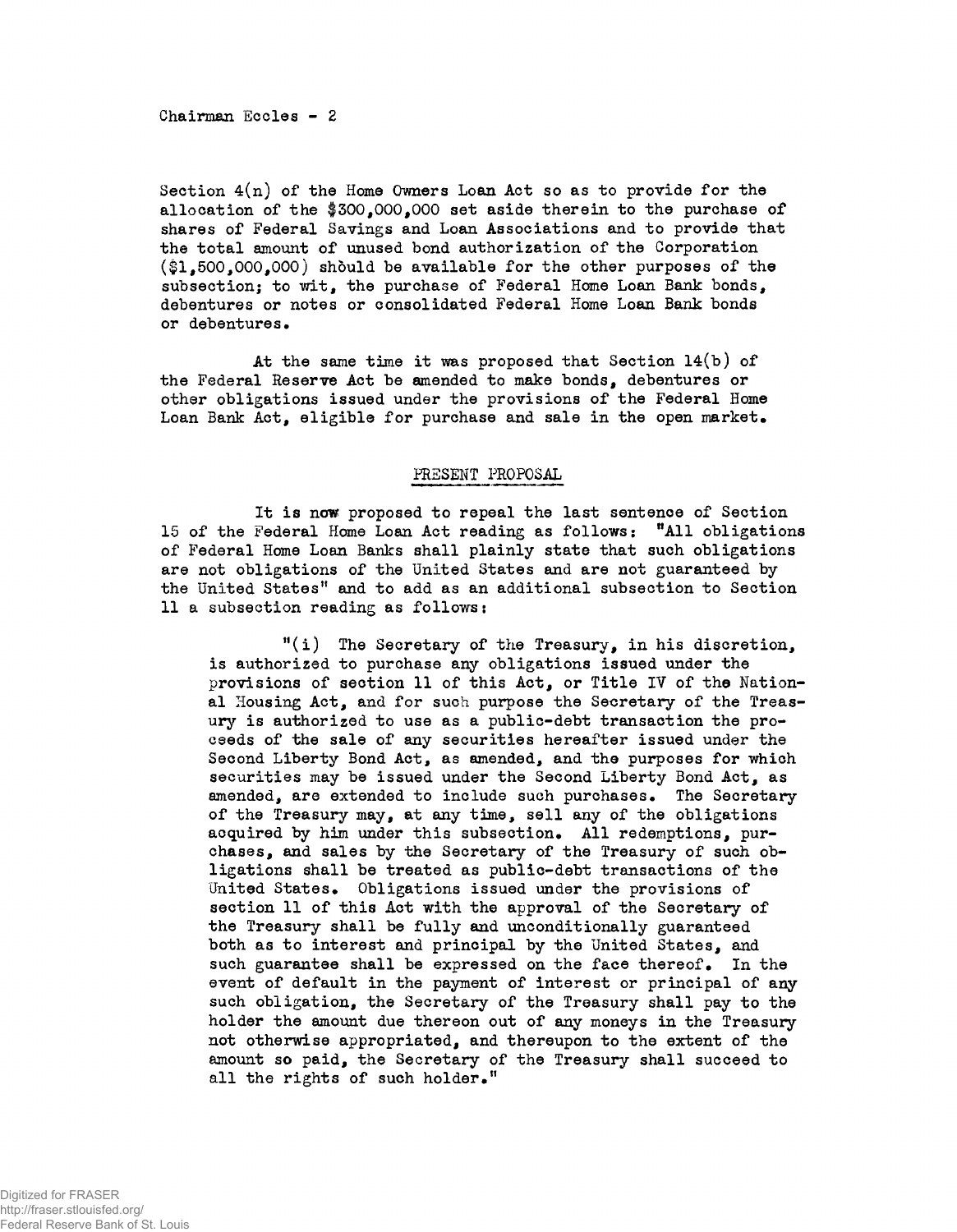Section 4(n) of the Home Owners Loan Act so as to provide for the allocation of the $300,000,000 set aside therein to the purchase of shares of Federal Savings and Loan Associations and to provide that the total amount of unused bond authorization of the Corporation ($1,500,000,000) should be available for the other purposes of the subsection; to wit, the purchase of Federal Home Loan Bank bonds, debentures or notes or consolidated Federal Home Loan Bank bonds or debentures.

At the same time it was proposed that Section 14(b) of the Federal Reserve Act be amended to make bonds, debentures or other obligations issued under the provisions of the Federal Home Loan Bank Act, eligible for purchase and sale in the open market.

## PRESENT PROPOSAL

It is now proposed to repeal the last sentence of Section 15 of the Federal Home Loan Act reading as follows: "All obligations of Federal Home Loan Banks shall plainly state that such obligations are not obligations of the United States and are not guaranteed by the United States" and to add as an additional subsection to Section 11 a subsection reading as follows:

> "(i) The Secretary of the Treasury, in his discretion, is authorized to purchase any obligations issued under the provisions of section 11 of this Act, or Title IV of the National Housing Act, and for such purpose the Secretary of the Treasury is authorized to use as a public-debt transaction the proceeds of the sale of any securities hereafter issued under the Second Liberty Bond Act, as amended, and the purposes for which securities may be issued under the Second Liberty Bond Act, as amended, are extended to include such purchases. The Secretary of the Treasury may, at any time, sell any of the obligations acquired by him under this subsection. All redemptions, purchases, and sales by the Secretary of the Treasury of such obligations shall be treated as public-debt transactions of the United States. Obligations issued under the provisions of section 11 of this Act with the approval of the Secretary of the Treasury shall be fully and unconditionally guaranteed both as to interest and principal by the United States, and such guarantee shall be expressed on the face thereof. In the event of default in the payment of interest or principal of any such obligation, the Secretary of the Treasury shall pay to the holder the amount due thereon out of any moneys in the Treasury not otherwise appropriated, and thereupon to the extent of the amount so paid, the Secretary of the Treasury shall succeed to all the rights of such holder."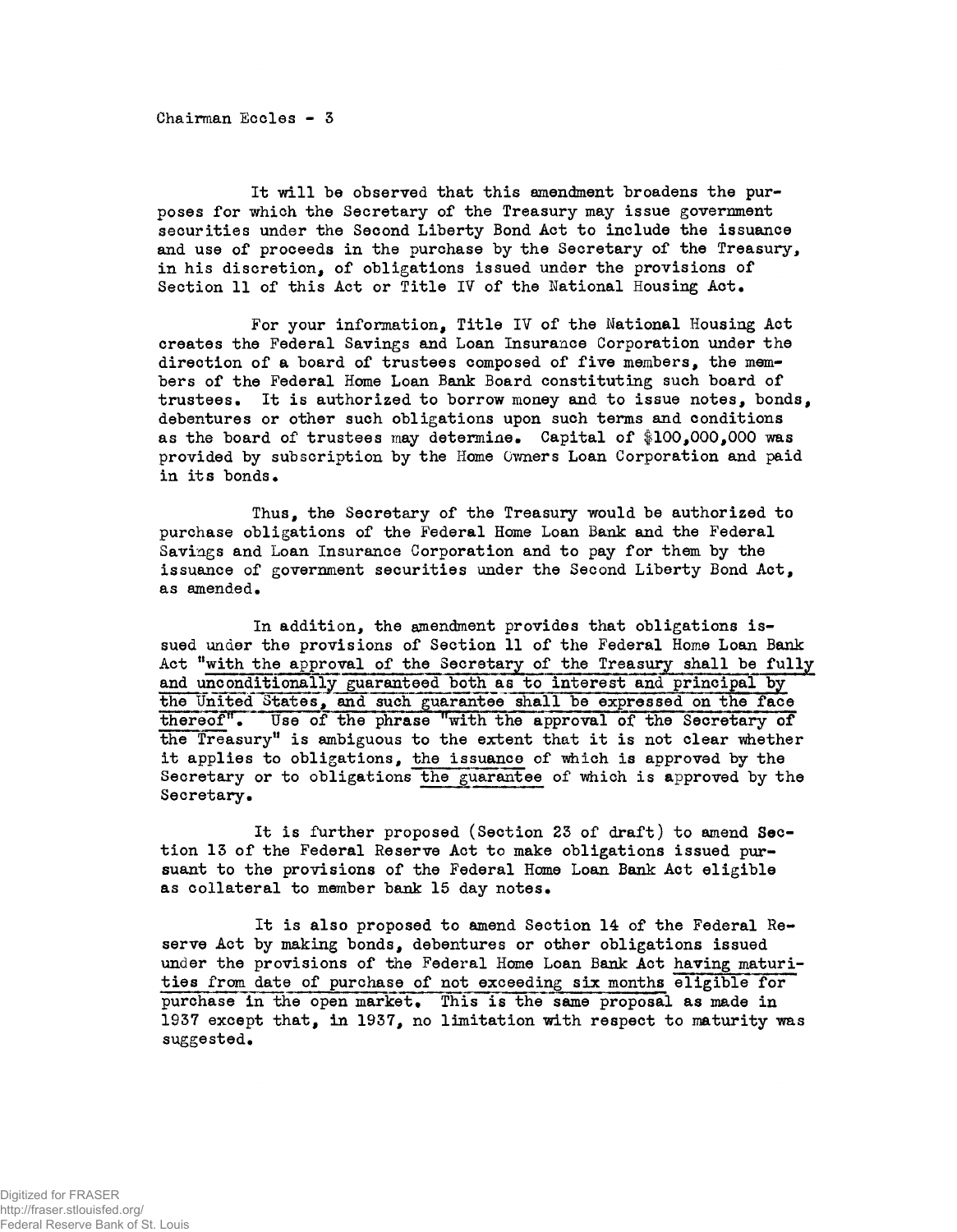It will be observed that this amendment broadens the purposes for which the Secretary of the Treasury may issue government securities under the Second Liberty Bond Act to include the issuance and use of proceeds in the purchase by the Secretary of the Treasury, in his discretion, of obligations issued under the provisions of Section 11 of this Act or Title IV of the National Housing Act.

For your information, Title IV of the National Housing Act creates the Federal Savings and Loan Insurance Corporation under the direction of a board of trustees composed of five members, the members of the Federal Home Loan Bank Board constituting such board of trustees. It is authorized to borrow money and to issue notes, bonds, debentures or other such obligations upon such terms and conditions as the board of trustees may determine. Capital of $100,000,000 was provided by subscription by the Home Owners Loan Corporation and paid in its bonds.

Thus, the Secretary of the Treasury would be authorized to purchase obligations of the Federal Home Loan Bank and the Federal Savings and Loan Insurance Corporation and to pay for them by the issuance of government securities under the Second Liberty Bond Act, as amended.

In addition, the amendment provides that obligations issued under the provisions of Section 11 of the Federal Home Loan Bank Act "with the approval of the Secretary of the Treasury shall be fully and unconditionally guaranteed both as to interest and principal by the United States, and such guarantee shall be expressed on the face thereof". Use of the phrase "with the approval of the Secretary of the Treasury" is ambiguous to the extent that it is not clear whether it applies to obligations, the issuance of which is approved by the Secretary or to obligations the guarantee of which is approved by the Secretary.

It is further proposed (Section 23 of draft) to amend Section 13 of the Federal Reserve Act to make obligations issued pursuant to the provisions of the Federal Home Loan Bank Act eligible as collateral to member bank 15 day notes.

It is also proposed to amend Section 14 of the Federal Reserve Act by making bonds, debentures or other obligations issued under the provisions of the Federal Home Loan Bank Act having maturities from date of purchase of not exceeding six months eligible for purchase in the open market. This is the same proposal as made in 1937 except that, in 1937, no limitation with respect to maturity was suggested.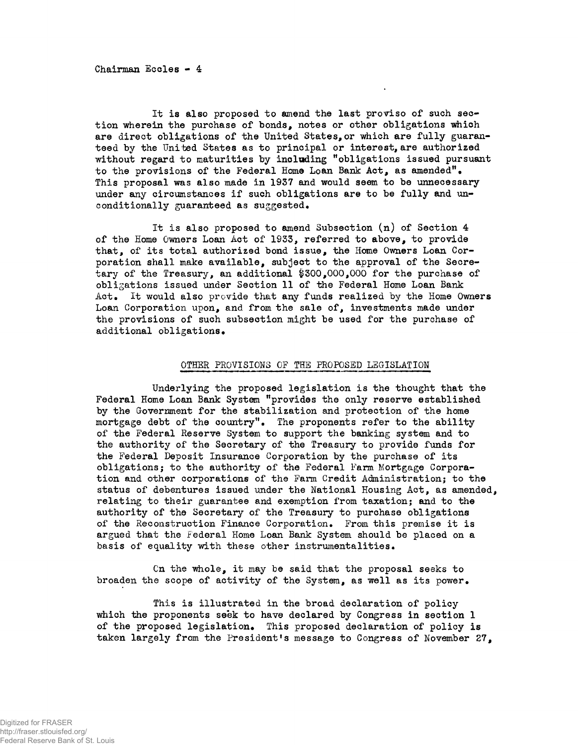It is also proposed to amend the last proviso of such section wherein the purchase of bonds, notes or other obligations which are direct obligations of the United States, or which are fully guaranteed by the United States as to principal or interest, are authorized without regard to maturities by including "obligations issued pursuant to the provisions of the Federal Home Loan Bank Act, as amended". This proposal was also made in 1937 and would seem to be unnecessary under any circumstances if such obligations are to be fully and unconditionally guaranteed as suggested.

It is also proposed to amend Subsection (n) of Section 4 of the Home Owners Loan Act of 1933, referred to above, to provide that, of its total authorized bond issue, the Home Owners Loan Corporation shall make available, subject to the approval of the Secretary of the Treasury, an additional $300,000,000 for the purchase of obligations issued under Section 11 of the Federal Home Loan Bank Act. It would also provide that any funds realized by the Home Owners Loan Corporation upon, and from the sale of, investments made under the provisions of such subsection might be used for the purchase of additional obligations.

## OTHER PROVISIONS OF THE PROPOSED LEGISLATION

Underlying the proposed legislation is the thought that the Federal Home Loan Bank System "provides the only reserve established by the Government for the stabilization and protection of the home mortgage debt of the country". The proponents refer to the ability of the Federal Reserve System to support the banking system and to the authority of the Secretary of the Treasury to provide funds for the Federal Deposit Insurance Corporation by the purchase of its obligations; to the authority of the Federal Farm Mortgage Corporation and other corporations of the Farm Credit Administration; to the status of debentures issued under the National Housing Act, as amended, relating to their guarantee and exemption from taxation; and to the authority of the Secretary of the Treasury to purchase obligations of the Reconstruction Finance Corporation. From this premise it is argued that the Federal Home Loan Bank System should be placed on a basis of equality with these other instrumentalities.

On the whole, it may be said that the proposal seeks to broaden the scope of activity of the System, as well as its power.

This is illustrated in the broad declaration of policy which the proponents seek to have declared by Congress in section 1 of the proposed legislation. This proposed declaration of policy is taken largely from the President's message to Congress of November 27,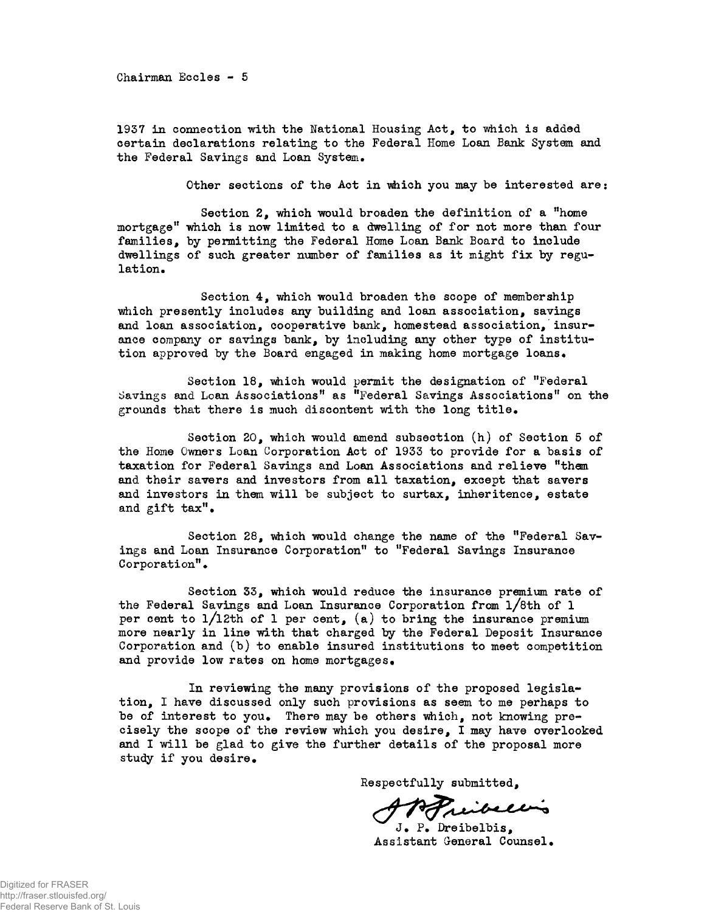1937 in connection with the National Housing Act, to which is added certain declarations relating to the Federal Home Loan Bank System and the Federal Savings and Loan System.

Other sections of the Act in which you may be interested are:

Section 2, which would broaden the definition of a "home mortgage" which is now limited to a dwelling of for not more than four families, by permitting the Federal Home Loan Bank Board to include dwellings of such greater number of families as it might fix by regulation.

Section 4, which would broaden the scope of membership which presently includes any building and loan association, savings and loan association, cooperative bank, homestead association, insurance company or savings bank, by including any other type of institution approved by the Board engaged in making home mortgage loans.

Section 18, which would permit the designation of "Federal Savings and Loan Associations" as "Federal Savings Associations" on the grounds that there is much discontent with the long title.

Section 20, which would amend subsection (h) of Section 5 of the Home Owners Loan Corporation Act of 1933 to provide for a basis of taxation for Federal Savings and Loan Associations and relieve "them and their savers and investors from all taxation, except that savers and investors in them will be subject to surtax, inheritence, estate and gift tax".

Section 28, which would change the name of the "Federal Savings and Loan Insurance Corporation" to "Federal Savings Insurance Corporation".

Section 33, which would reduce the insurance premium rate of the Federal Savings and Loan Insurance Corporation from 1/8th of 1 per cent to 1/12th of 1 per cent, (a) to bring the insurance premium more nearly in line with that charged by the Federal Deposit Insurance Corporation and (b) to enable insured institutions to meet competition and provide low rates on home mortgages.

In reviewing the many provisions of the proposed legislation, I have discussed only such provisions as seem to me perhaps to be of interest to you. There may be others which, not knowing precisely the scope of the review which you desire, I may have overlooked and I will be glad to give the further details of the proposal more study if you desire.

Respectfully submitted,

J. P. Dreibelbis,
Assistant General Counsel.